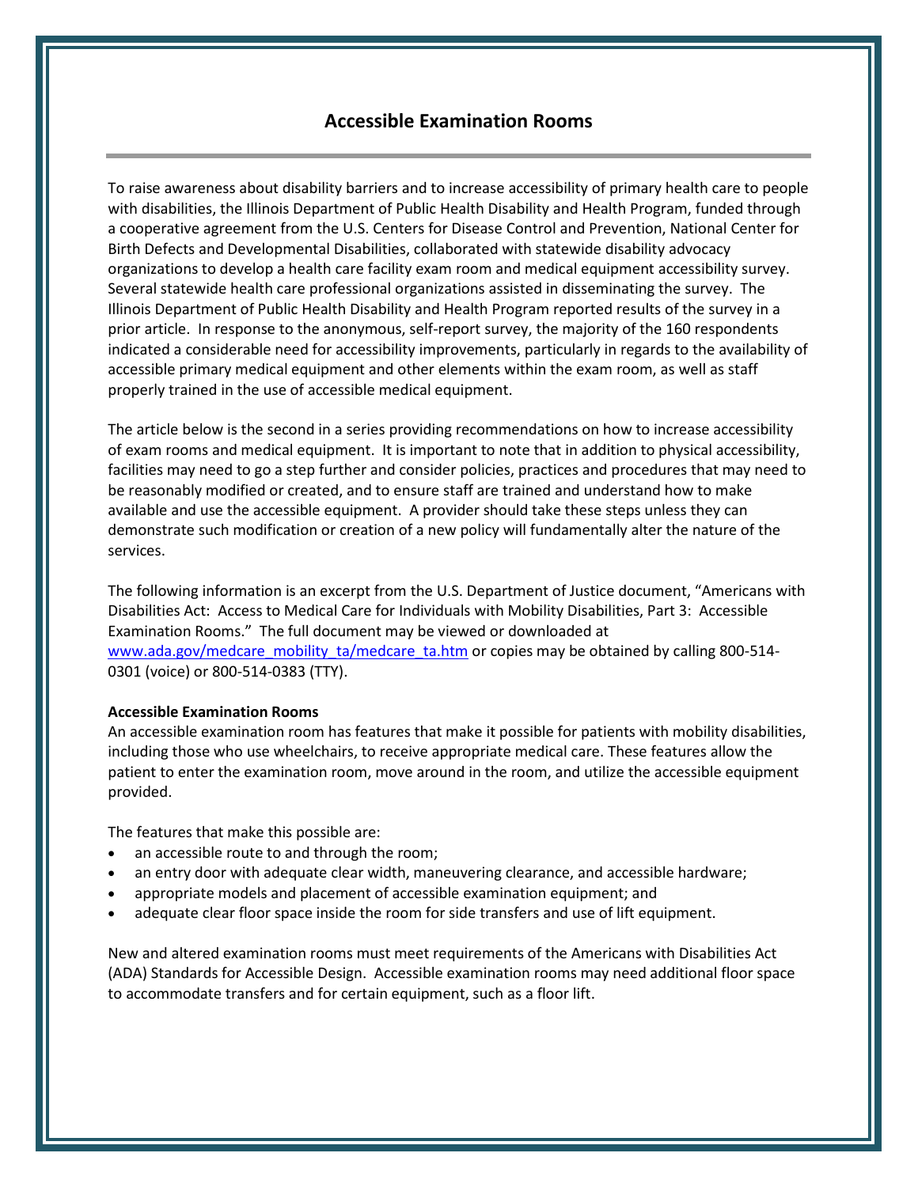# Accessible Examination Rooms

To raise awareness about disability barriers and to increase accessibility of primary health care to people with disabilities, the Illinois Department of Public Health Disability and Health Program, funded through a cooperative agreement from the U.S. Centers for Disease Control and Prevention, National Center for Birth Defects and Developmental Disabilities, collaborated with statewide disability advocacy organizations to develop a health care facility exam room and medical equipment accessibility survey. Several statewide health care professional organizations assisted in disseminating the survey. The Illinois Department of Public Health Disability and Health Program reported results of the survey in a prior article. In response to the anonymous, self-report survey, the majority of the 160 respondents indicated a considerable need for accessibility improvements, particularly in regards to the availability of accessible primary medical equipment and other elements within the exam room, as well as staff properly trained in the use of accessible medical equipment.

The article below is the second in a series providing recommendations on how to increase accessibility of exam rooms and medical equipment. It is important to note that in addition to physical accessibility, facilities may need to go a step further and consider policies, practices and procedures that may need to be reasonably modified or created, and to ensure staff are trained and understand how to make available and use the accessible equipment. A provider should take these steps unless they can demonstrate such modification or creation of a new policy will fundamentally alter the nature of the services.

The following information is an excerpt from the U.S. Department of Justice document, "Americans with Disabilities Act: Access to Medical Care for Individuals with Mobility Disabilities, Part 3: Accessible Examination Rooms." The full document may be viewed or downloaded at [www.ada.gov/medcare_mobility_ta/medcare_ta.htm](http://www.ada.gov/medcare_mobility_ta/medcare_ta.htm) or copies may be obtained by calling 800-514-0301 (voice) or 800-514-0383 (TTY).

**Accessible Examination Rooms**

An accessible examination room has features that make it possible for patients with mobility disabilities, including those who use wheelchairs, to receive appropriate medical care. These features allow the patient to enter the examination room, move around in the room, and utilize the accessible equipment provided.

The features that make this possible are:

- an accessible route to and through the room;
- an entry door with adequate clear width, maneuvering clearance, and accessible hardware;
- appropriate models and placement of accessible examination equipment; and
- adequate clear floor space inside the room for side transfers and use of lift equipment.

New and altered examination rooms must meet requirements of the Americans with Disabilities Act (ADA) Standards for Accessible Design. Accessible examination rooms may need additional floor space to accommodate transfers and for certain equipment, such as a floor lift.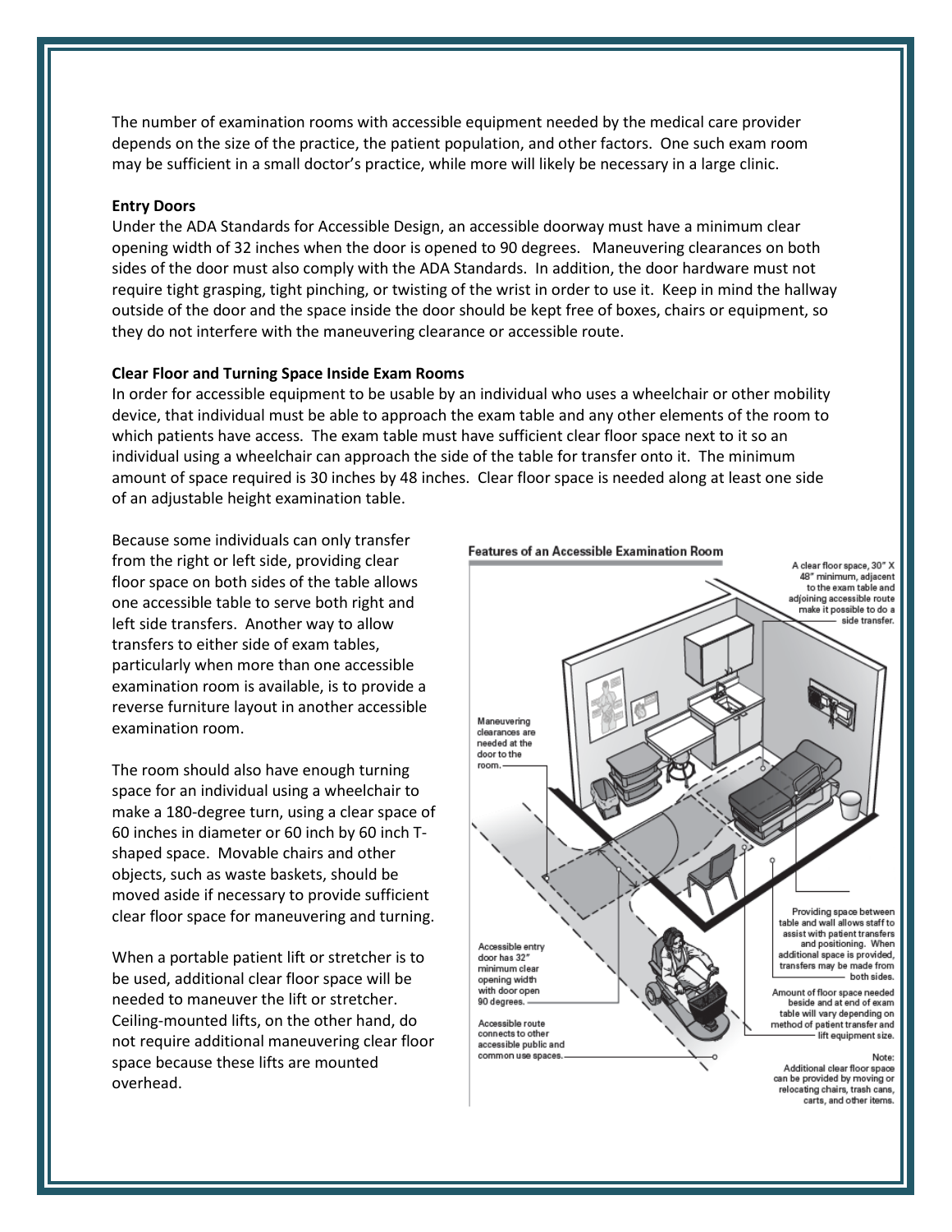The number of examination rooms with accessible equipment needed by the medical care provider depends on the size of the practice, the patient population, and other factors. One such exam room may be sufficient in a small doctor's practice, while more will likely be necessary in a large clinic.

**Entry Doors**

Under the ADA Standards for Accessible Design, an accessible doorway must have a minimum clear opening width of 32 inches when the door is opened to 90 degrees. Maneuvering clearances on both sides of the door must also comply with the ADA Standards. In addition, the door hardware must not require tight grasping, tight pinching, or twisting of the wrist in order to use it. Keep in mind the hallway outside of the door and the space inside the door should be kept free of boxes, chairs or equipment, so they do not interfere with the maneuvering clearance or accessible route.

**Clear Floor and Turning Space Inside Exam Rooms**

In order for accessible equipment to be usable by an individual who uses a wheelchair or other mobility device, that individual must be able to approach the exam table and any other elements of the room to which patients have access. The exam table must have sufficient clear floor space next to it so an individual using a wheelchair can approach the side of the table for transfer onto it. The minimum amount of space required is 30 inches by 48 inches. Clear floor space is needed along at least one side of an adjustable height examination table.

Because some individuals can only transfer from the right or left side, providing clear floor space on both sides of the table allows one accessible table to serve both right and left side transfers. Another way to allow transfers to either side of exam tables, particularly when more than one accessible examination room is available, is to provide a reverse furniture layout in another accessible examination room.

The room should also have enough turning space for an individual using a wheelchair to make a 180-degree turn, using a clear space of 60 inches in diameter or 60 inch by 60 inch T-shaped space. Movable chairs and other objects, such as waste baskets, should be moved aside if necessary to provide sufficient clear floor space for maneuvering and turning.

When a portable patient lift or stretcher is to be used, additional clear floor space will be needed to maneuver the lift or stretcher. Ceiling-mounted lifts, on the other hand, do not require additional maneuvering clear floor space because these lifts are mounted overhead.

**Features of an Accessible Examination Room**

A clear floor space, 30" X 48" minimum, adjacent to the exam table and adjoining accessible route make it possible to do a side transfer.

Maneuvering clearances are needed at the door to the room.

Providing space between table and wall allows staff to assist with patient transfers and positioning. When additional space is provided, transfers may be made from both sides.

Accessible entry door has 32" minimum clear opening width with door open 90 degrees.

Amount of floor space needed beside and at end of exam table will vary depending on method of patient transfer and lift equipment size.

Accessible route connects to other accessible public and common use spaces.

Note: Additional clear floor space can be provided by moving or relocating chairs, trash cans, carts, and other items.